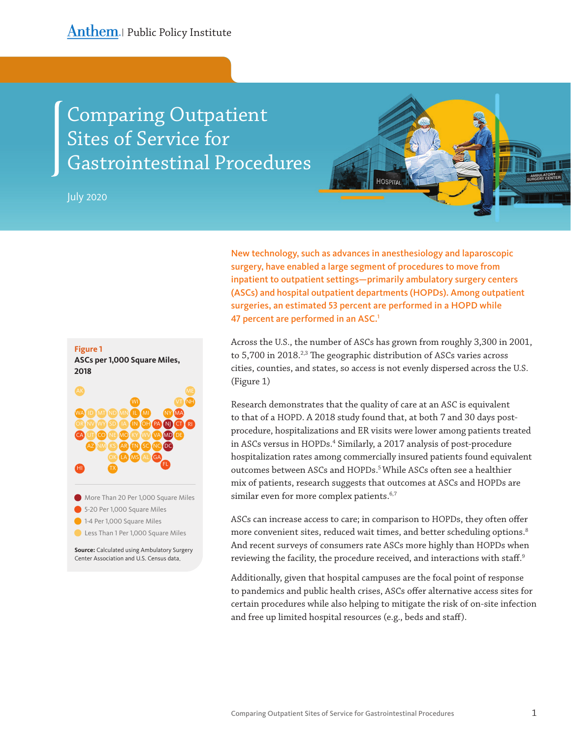Anthem | Public Policy Institute

# Comparing Outpatient Sites of Service for Gastrointestinal Procedures

July 2020

**New technology, such as advances in anesthesiology and laparoscopic surgery, have enabled a large segment of procedures to move from inpatient to outpatient settings—primarily ambulatory surgery centers (ASCs) and hospital outpatient departments (HOPDs). Among outpatient surgeries, an estimated 53 percent are performed in a HOPD while 47 percent are performed in an ASC.[1]**

Across the U.S., the number of ASCs has grown from roughly 3,300 in 2001, to 5,700 in 2018.[2,3] The geographic distribution of ASCs varies across cities, counties, and states, so access is not evenly dispersed across the U.S. (Figure 1)

**Figure 1**
**ASCs per 1,000 Square Miles, 2018**

| More Than 20 Per 1,000 Square Miles | 5-20 Per 1,000 Square Miles | 1-4 Per 1,000 Square Miles | Less Than 1 Per 1,000 Square Miles |
|---|---|---|---|
| NJ, MD, DC | MA, CT, RI, PA, CA, FL, HI, DE | WI, IL, MI, NY, NH, WA, IN, OH, MO, KY, VA, AZ, AR, TN, SC, NC, LA, GA, TX | AK, ME, VT, ID, MT, ND, MN, OR, NV, WY, SD, IA, UT, CO, NE, WV, NM, KS, OK, MS, AL |

**Source:** Calculated using Ambulatory Surgery Center Association and U.S. Census data.

Research demonstrates that the quality of care at an ASC is equivalent to that of a HOPD. A 2018 study found that, at both 7 and 30 days post-procedure, hospitalizations and ER visits were lower among patients treated in ASCs versus in HOPDs.[4] Similarly, a 2017 analysis of post-procedure hospitalization rates among commercially insured patients found equivalent outcomes between ASCs and HOPDs.[5] While ASCs often see a healthier mix of patients, research suggests that outcomes at ASCs and HOPDs are similar even for more complex patients.[6,7]

ASCs can increase access to care; in comparison to HOPDs, they often offer more convenient sites, reduced wait times, and better scheduling options.[8] And recent surveys of consumers rate ASCs more highly than HOPDs when reviewing the facility, the procedure received, and interactions with staff.[9]

Additionally, given that hospital campuses are the focal point of response to pandemics and public health crises, ASCs offer alternative access sites for certain procedures while also helping to mitigate the risk of on-site infection and free up limited hospital resources (e.g., beds and staff).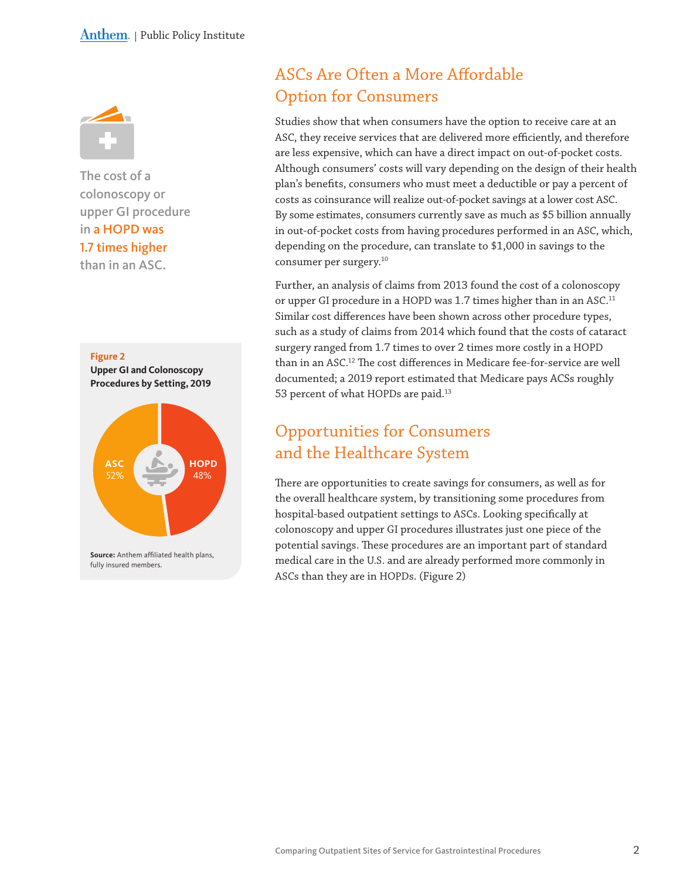The cost of a colonoscopy or upper GI procedure in **a HOPD was 1.7 times higher** than in an ASC.

**Figure 2**

**Upper GI and Colonoscopy Procedures by Setting, 2019**

| Setting | Share |
|---|---|
| ASC | 52% |
| HOPD | 48% |

**Source:** Anthem affiliated health plans, fully insured members.

## ASCs Are Often a More Affordable Option for Consumers

Studies show that when consumers have the option to receive care at an ASC, they receive services that are delivered more efficiently, and therefore are less expensive, which can have a direct impact on out-of-pocket costs. Although consumers' costs will vary depending on the design of their health plan's benefits, consumers who must meet a deductible or pay a percent of costs as coinsurance will realize out-of-pocket savings at a lower cost ASC. By some estimates, consumers currently save as much as $5 billion annually in out-of-pocket costs from having procedures performed in an ASC, which, depending on the procedure, can translate to $1,000 in savings to the consumer per surgery.[10]

Further, an analysis of claims from 2013 found the cost of a colonoscopy or upper GI procedure in a HOPD was 1.7 times higher than in an ASC.[11] Similar cost differences have been shown across other procedure types, such as a study of claims from 2014 which found that the costs of cataract surgery ranged from 1.7 times to over 2 times more costly in a HOPD than in an ASC.[12] The cost differences in Medicare fee-for-service are well documented; a 2019 report estimated that Medicare pays ACSs roughly 53 percent of what HOPDs are paid.[13]

## Opportunities for Consumers and the Healthcare System

There are opportunities to create savings for consumers, as well as for the overall healthcare system, by transitioning some procedures from hospital-based outpatient settings to ASCs. Looking specifically at colonoscopy and upper GI procedures illustrates just one piece of the potential savings. These procedures are an important part of standard medical care in the U.S. and are already performed more commonly in ASCs than they are in HOPDs. (Figure 2)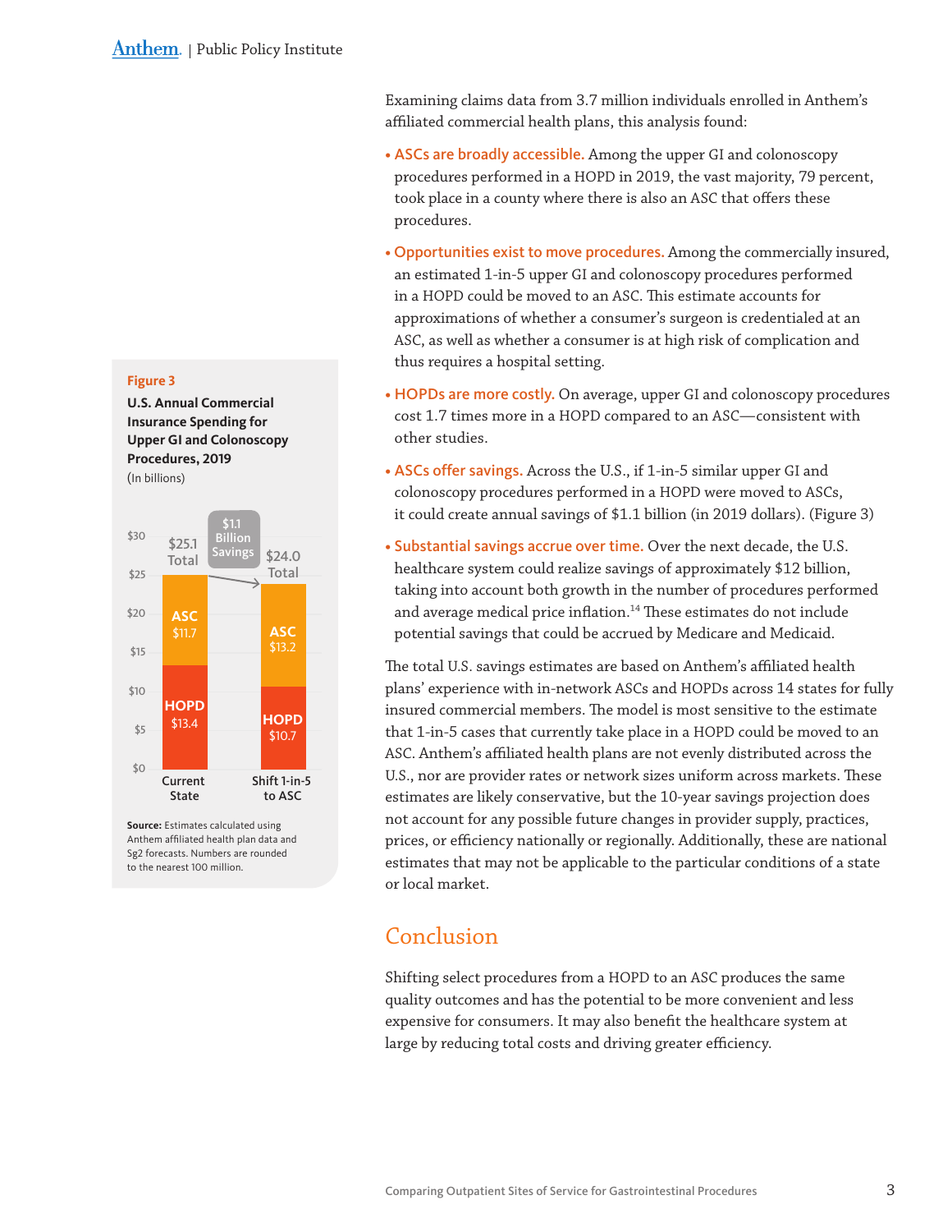Examining claims data from 3.7 million individuals enrolled in Anthem's affiliated commercial health plans, this analysis found:

- **ASCs are broadly accessible.** Among the upper GI and colonoscopy procedures performed in a HOPD in 2019, the vast majority, 79 percent, took place in a county where there is also an ASC that offers these procedures.
- **Opportunities exist to move procedures.** Among the commercially insured, an estimated 1-in-5 upper GI and colonoscopy procedures performed in a HOPD could be moved to an ASC. This estimate accounts for approximations of whether a consumer's surgeon is credentialed at an ASC, as well as whether a consumer is at high risk of complication and thus requires a hospital setting.
- **HOPDs are more costly.** On average, upper GI and colonoscopy procedures cost 1.7 times more in a HOPD compared to an ASC—consistent with other studies.
- **ASCs offer savings.** Across the U.S., if 1-in-5 similar upper GI and colonoscopy procedures performed in a HOPD were moved to ASCs, it could create annual savings of $1.1 billion (in 2019 dollars). (Figure 3)
- **Substantial savings accrue over time.** Over the next decade, the U.S. healthcare system could realize savings of approximately $12 billion, taking into account both growth in the number of procedures performed and average medical price inflation.[14] These estimates do not include potential savings that could be accrued by Medicare and Medicaid.

**Figure 3**

**U.S. Annual Commercial Insurance Spending for Upper GI and Colonoscopy Procedures, 2019**
(In billions)

| | Current State | Shift 1-in-5 to ASC |
|---|---|---|
| ASC | $11.7 | $13.2 |
| HOPD | $13.4 | $10.7 |
| Total | $25.1 | $24.0 |

$1.1 Billion Savings

**Source:** Estimates calculated using Anthem affiliated health plan data and Sg2 forecasts. Numbers are rounded to the nearest 100 million.

The total U.S. savings estimates are based on Anthem's affiliated health plans' experience with in-network ASCs and HOPDs across 14 states for fully insured commercial members. The model is most sensitive to the estimate that 1-in-5 cases that currently take place in a HOPD could be moved to an ASC. Anthem's affiliated health plans are not evenly distributed across the U.S., nor are provider rates or network sizes uniform across markets. These estimates are likely conservative, but the 10-year savings projection does not account for any possible future changes in provider supply, practices, prices, or efficiency nationally or regionally. Additionally, these are national estimates that may not be applicable to the particular conditions of a state or local market.

## Conclusion

Shifting select procedures from a HOPD to an ASC produces the same quality outcomes and has the potential to be more convenient and less expensive for consumers. It may also benefit the healthcare system at large by reducing total costs and driving greater efficiency.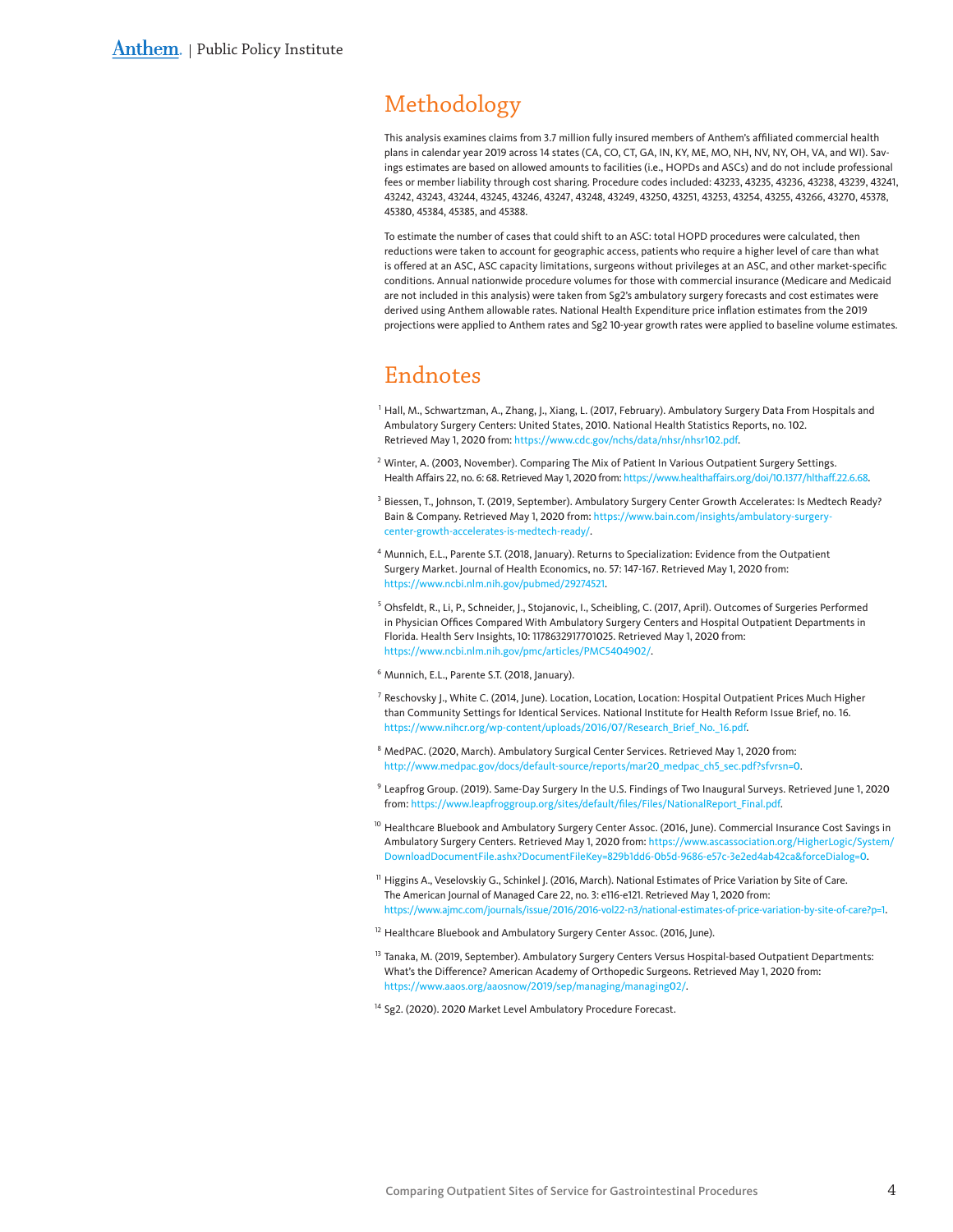## Methodology

This analysis examines claims from 3.7 million fully insured members of Anthem's affiliated commercial health plans in calendar year 2019 across 14 states (CA, CO, CT, GA, IN, KY, ME, MO, NH, NV, NY, OH, VA, and WI). Savings estimates are based on allowed amounts to facilities (i.e., HOPDs and ASCs) and do not include professional fees or member liability through cost sharing. Procedure codes included: 43233, 43235, 43236, 43238, 43239, 43241, 43242, 43243, 43244, 43245, 43246, 43247, 43248, 43249, 43250, 43251, 43253, 43254, 43255, 43266, 43270, 45378, 45380, 45384, 45385, and 45388.

To estimate the number of cases that could shift to an ASC: total HOPD procedures were calculated, then reductions were taken to account for geographic access, patients who require a higher level of care than what is offered at an ASC, ASC capacity limitations, surgeons without privileges at an ASC, and other market-specific conditions. Annual nationwide procedure volumes for those with commercial insurance (Medicare and Medicaid are not included in this analysis) were taken from Sg2's ambulatory surgery forecasts and cost estimates were derived using Anthem allowable rates. National Health Expenditure price inflation estimates from the 2019 projections were applied to Anthem rates and Sg2 10-year growth rates were applied to baseline volume estimates.

## Endnotes

[1] Hall, M., Schwartzman, A., Zhang, J., Xiang, L. (2017, February). Ambulatory Surgery Data From Hospitals and Ambulatory Surgery Centers: United States, 2010. National Health Statistics Reports, no. 102. Retrieved May 1, 2020 from: https://www.cdc.gov/nchs/data/nhsr/nhsr102.pdf.

[2] Winter, A. (2003, November). Comparing The Mix of Patient In Various Outpatient Surgery Settings. Health Affairs 22, no. 6: 68. Retrieved May 1, 2020 from: https://www.healthaffairs.org/doi/10.1377/hlthaff.22.6.68.

[3] Biessen, T., Johnson, T. (2019, September). Ambulatory Surgery Center Growth Accelerates: Is Medtech Ready? Bain & Company. Retrieved May 1, 2020 from: https://www.bain.com/insights/ambulatory-surgery-center-growth-accelerates-is-medtech-ready/.

[4] Munnich, E.L., Parente S.T. (2018, January). Returns to Specialization: Evidence from the Outpatient Surgery Market. Journal of Health Economics, no. 57: 147-167. Retrieved May 1, 2020 from: https://www.ncbi.nlm.nih.gov/pubmed/29274521.

[5] Ohsfeldt, R., Li, P., Schneider, J., Stojanovic, I., Scheibling, C. (2017, April). Outcomes of Surgeries Performed in Physician Offices Compared With Ambulatory Surgery Centers and Hospital Outpatient Departments in Florida. Health Serv Insights, 10: 1178632917701025. Retrieved May 1, 2020 from: https://www.ncbi.nlm.nih.gov/pmc/articles/PMC5404902/.

[6] Munnich, E.L., Parente S.T. (2018, January).

[7] Reschovsky J., White C. (2014, June). Location, Location, Location: Hospital Outpatient Prices Much Higher than Community Settings for Identical Services. National Institute for Health Reform Issue Brief, no. 16. https://www.nihcr.org/wp-content/uploads/2016/07/Research_Brief_No._16.pdf.

[8] MedPAC. (2020, March). Ambulatory Surgical Center Services. Retrieved May 1, 2020 from: http://www.medpac.gov/docs/default-source/reports/mar20_medpac_ch5_sec.pdf?sfvrsn=0.

[9] Leapfrog Group. (2019). Same-Day Surgery In the U.S. Findings of Two Inaugural Surveys. Retrieved June 1, 2020 from: https://www.leapfroggroup.org/sites/default/files/Files/NationalReport_Final.pdf.

[10] Healthcare Bluebook and Ambulatory Surgery Center Assoc. (2016, June). Commercial Insurance Cost Savings in Ambulatory Surgery Centers. Retrieved May 1, 2020 from: https://www.ascassociation.org/HigherLogic/System/DownloadDocumentFile.ashx?DocumentFileKey=829b1dd6-0b5d-9686-e57c-3e2ed4ab42ca&forceDialog=0.

[11] Higgins A., Veselovskiy G., Schinkel J. (2016, March). National Estimates of Price Variation by Site of Care. The American Journal of Managed Care 22, no. 3: e116-e121. Retrieved May 1, 2020 from: https://www.ajmc.com/journals/issue/2016/2016-vol22-n3/national-estimates-of-price-variation-by-site-of-care?p=1.

[12] Healthcare Bluebook and Ambulatory Surgery Center Assoc. (2016, June).

[13] Tanaka, M. (2019, September). Ambulatory Surgery Centers Versus Hospital-based Outpatient Departments: What's the Difference? American Academy of Orthopedic Surgeons. Retrieved May 1, 2020 from: https://www.aaos.org/aaosnow/2019/sep/managing/managing02/.

[14] Sg2. (2020). 2020 Market Level Ambulatory Procedure Forecast.